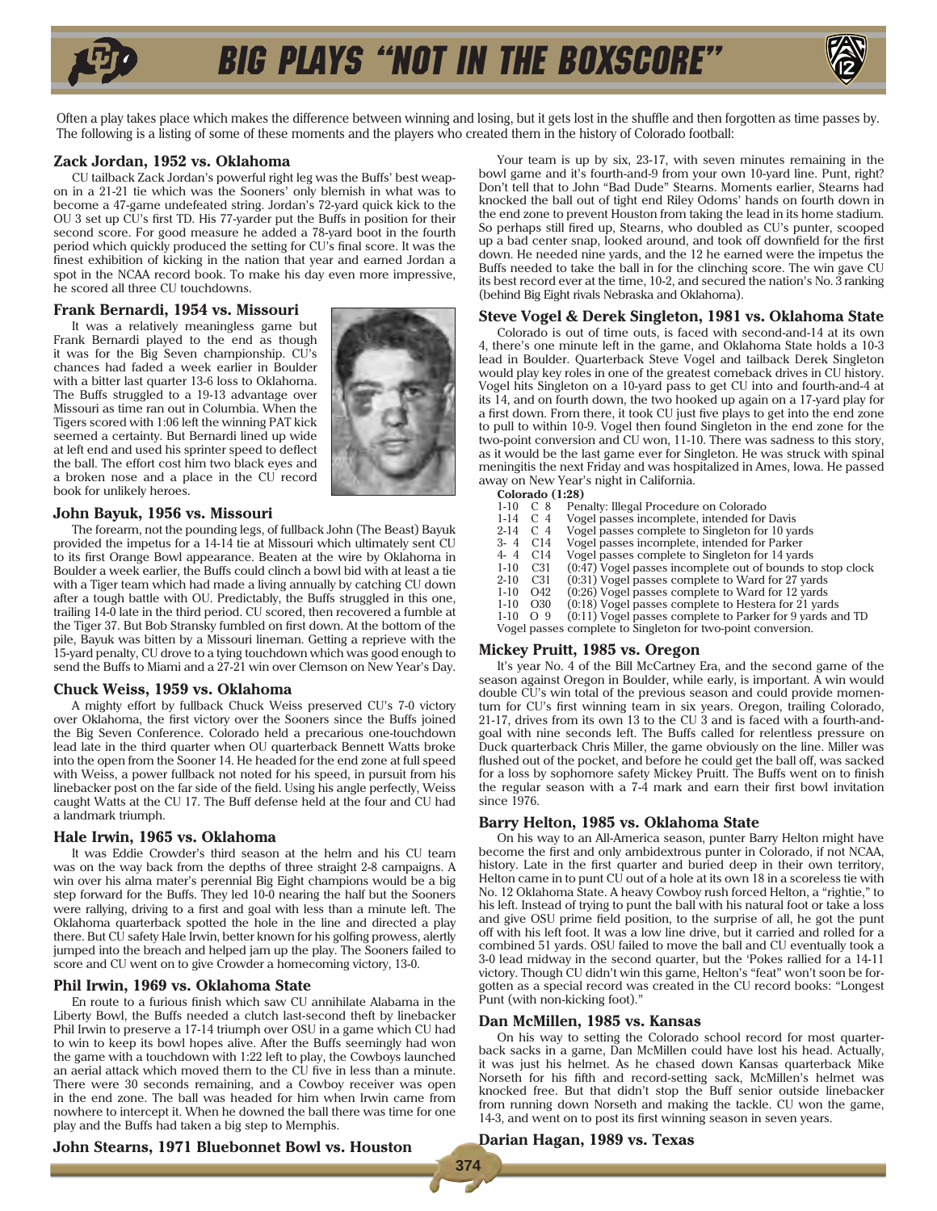# BIG PLAYS "NOT IN THE BOXSCORE"

Often a play takes place which makes the difference between winning and losing, but it gets lost in the shuffle and then forgotten as time passes by. The following is a listing of some of these moments and the players who created them in the history of Colorado football:

### Zack Jordan, 1952 vs. Oklahoma

CU tailback Zack Jordan's powerful right leg was the Buffs' best weapon in a 21-21 tie which was the Sooners' only blemish in what was to become a 47-game undefeated string. Jordan's 72-yard quick kick to the OU 3 set up CU's first TD. His 77-yarder put the Buffs in position for their second score. For good measure he added a 78-yard boot in the fourth period which quickly produced the setting for CU's final score. It was the finest exhibition of kicking in the nation that year and earned Jordan a spot in the NCAA record book. To make his day even more impressive, he scored all three CU touchdowns.

### Frank Bernardi, 1954 vs. Missouri

It was a relatively meaningless game but Frank Bernardi played to the end as though it was for the Big Seven championship. CU's chances had faded a week earlier in Boulder with a bitter last quarter 13-6 loss to Oklahoma. The Buffs struggled to a 19-13 advantage over Missouri as time ran out in Columbia. When the Tigers scored with 1:06 left the winning PAT kick seemed a certainty. But Bernardi lined up wide at left end and used his sprinter speed to deflect the ball. The effort cost him two black eyes and a broken nose and a place in the CU record book for unlikely heroes.

### John Bayuk, 1956 vs. Missouri

The forearm, not the pounding legs, of fullback John (The Beast) Bayuk provided the impetus for a 14-14 tie at Missouri which ultimately sent CU to its first Orange Bowl appearance. Beaten at the wire by Oklahoma in Boulder a week earlier, the Buffs could clinch a bowl bid with at least a tie with a Tiger team which had made a living annually by catching CU down after a tough battle with OU. Predictably, the Buffs struggled in this one, trailing 14-0 late in the third period. CU scored, then recovered a fumble at the Tiger 37. But Bob Stransky fumbled on first down. At the bottom of the pile, Bayuk was bitten by a Missouri lineman. Getting a reprieve with the 15-yard penalty, CU drove to a tying touchdown which was good enough to send the Buffs to Miami and a 27-21 win over Clemson on New Year's Day.

### Chuck Weiss, 1959 vs. Oklahoma

A mighty effort by fullback Chuck Weiss preserved CU's 7-0 victory over Oklahoma, the first victory over the Sooners since the Buffs joined the Big Seven Conference. Colorado held a precarious one-touchdown lead late in the third quarter when OU quarterback Bennett Watts broke into the open from the Sooner 14. He headed for the end zone at full speed with Weiss, a power fullback not noted for his speed, in pursuit from his linebacker post on the far side of the field. Using his angle perfectly, Weiss caught Watts at the CU 17. The Buff defense held at the four and CU had a landmark triumph.

### Hale Irwin, 1965 vs. Oklahoma

It was Eddie Crowder's third season at the helm and his CU team was on the way back from the depths of three straight 2-8 campaigns. A win over his alma mater's perennial Big Eight champions would be a big step forward for the Buffs. They led 10-0 nearing the half but the Sooners were rallying, driving to a first and goal with less than a minute left. The Oklahoma quarterback spotted the hole in the line and directed a play there. But CU safety Hale Irwin, better known for his golfing prowess, alertly jumped into the breach and helped jam up the play. The Sooners failed to score and CU went on to give Crowder a homecoming victory, 13-0.

### Phil Irwin, 1969 vs. Oklahoma State

En route to a furious finish which saw CU annihilate Alabama in the Liberty Bowl, the Buffs needed a clutch last-second theft by linebacker Phil Irwin to preserve a 17-14 triumph over OSU in a game which CU had to win to keep its bowl hopes alive. After the Buffs seemingly had won the game with a touchdown with 1:22 left to play, the Cowboys launched an aerial attack which moved them to the CU five in less than a minute. There were 30 seconds remaining, and a Cowboy receiver was open in the end zone. The ball was headed for him when Irwin came from nowhere to intercept it. When he downed the ball there was time for one play and the Buffs had taken a big step to Memphis.

### John Stearns, 1971 Bluebonnet Bowl vs. Houston

Your team is up by six, 23-17, with seven minutes remaining in the bowl game and it's fourth-and-9 from your own 10-yard line. Punt, right? Don't tell that to John "Bad Dude" Stearns. Moments earlier, Stearns had knocked the ball out of tight end Riley Odoms' hands on fourth down in the end zone to prevent Houston from taking the lead in its home stadium. So perhaps still fired up, Stearns, who doubled as CU's punter, scooped up a bad center snap, looked around, and took off downfield for the first down. He needed nine yards, and the 12 he earned were the impetus the Buffs needed to take the ball in for the clinching score. The win gave CU its best record ever at the time, 10-2, and secured the nation's No. 3 ranking (behind Big Eight rivals Nebraska and Oklahoma).

### Steve Vogel & Derek Singleton, 1981 vs. Oklahoma State

Colorado is out of time outs, is faced with second-and-14 at its own 4, there's one minute left in the game, and Oklahoma State holds a 10-3 lead in Boulder. Quarterback Steve Vogel and tailback Derek Singleton would play key roles in one of the greatest comeback drives in CU history. Vogel hits Singleton on a 10-yard pass to get CU into and fourth-and-4 at its 14, and on fourth down, the two hooked up again on a 17-yard play for a first down. From there, it took CU just five plays to get into the end zone to pull to within 10-9. Vogel then found Singleton in the end zone for the two-point conversion and CU won, 11-10. There was sadness to this story, as it would be the last game ever for Singleton. He was struck with spinal meningitis the next Friday and was hospitalized in Ames, Iowa. He passed away on New Year's night in California.

**Colorado (1:28)**

| | | |
|---|---|---|
| 1-10 | C 8 | Penalty: Illegal Procedure on Colorado |
| 1-14 | C 4 | Vogel passes incomplete, intended for Davis |
| 2-14 | C 4 | Vogel passes complete to Singleton for 10 yards |
| 3- 4 | C14 | Vogel passes incomplete, intended for Parker |
| 4- 4 | C14 | Vogel passes complete to Singleton for 14 yards |
| 1-10 | C31 | (0:47) Vogel passes incomplete out of bounds to stop clock |
| 2-10 | C31 | (0:31) Vogel passes complete to Ward for 27 yards |
| 1-10 | O42 | (0:26) Vogel passes complete to Ward for 12 yards |
| 1-10 | O30 | (0:18) Vogel passes complete to Hestera for 21 yards |
| 1-10 | O 9 | (0:11) Vogel passes complete to Parker for 9 yards and TD |

Vogel passes complete to Singleton for two-point conversion.

### Mickey Pruitt, 1985 vs. Oregon

It's year No. 4 of the Bill McCartney Era, and the second game of the season against Oregon in Boulder, while early, is important. A win would double CU's win total of the previous season and could provide momentum for CU's first winning team in six years. Oregon, trailing Colorado, 21-17, drives from its own 13 to the CU 3 and is faced with a fourth-and-goal with nine seconds left. The Buffs called for relentless pressure on Duck quarterback Chris Miller, the game obviously on the line. Miller was flushed out of the pocket, and before he could get the ball off, was sacked for a loss by sophomore safety Mickey Pruitt. The Buffs went on to finish the regular season with a 7-4 mark and earn their first bowl invitation since 1976.

### Barry Helton, 1985 vs. Oklahoma State

On his way to an All-America season, punter Barry Helton might have become the first and only ambidextrous punter in Colorado, if not NCAA, history. Late in the first quarter and buried deep in their own territory, Helton came in to punt CU out of a hole at its own 18 in a scoreless tie with No. 12 Oklahoma State. A heavy Cowboy rush forced Helton, a "rightie," to his left. Instead of trying to punt the ball with his natural foot or take a loss and give OSU prime field position, to the surprise of all, he got the punt off with his left foot. It was a low line drive, but it carried and rolled for a combined 51 yards. OSU failed to move the ball and CU eventually took a 3-0 lead midway in the second quarter, but the 'Pokes rallied for a 14-11 victory. Though CU didn't win this game, Helton's "feat" won't soon be forgotten as a special record was created in the CU record books: "Longest Punt (with non-kicking foot)."

### Dan McMillen, 1985 vs. Kansas

On his way to setting the Colorado school record for most quarterback sacks in a game, Dan McMillen could have lost his head. Actually, it was just his helmet. As he chased down Kansas quarterback Mike Norseth for his fifth and record-setting sack, McMillen's helmet was knocked free. But that didn't stop the Buff senior outside linebacker from running down Norseth and making the tackle. CU won the game, 14-3, and went on to post its first winning season in seven years.

### Darian Hagan, 1989 vs. Texas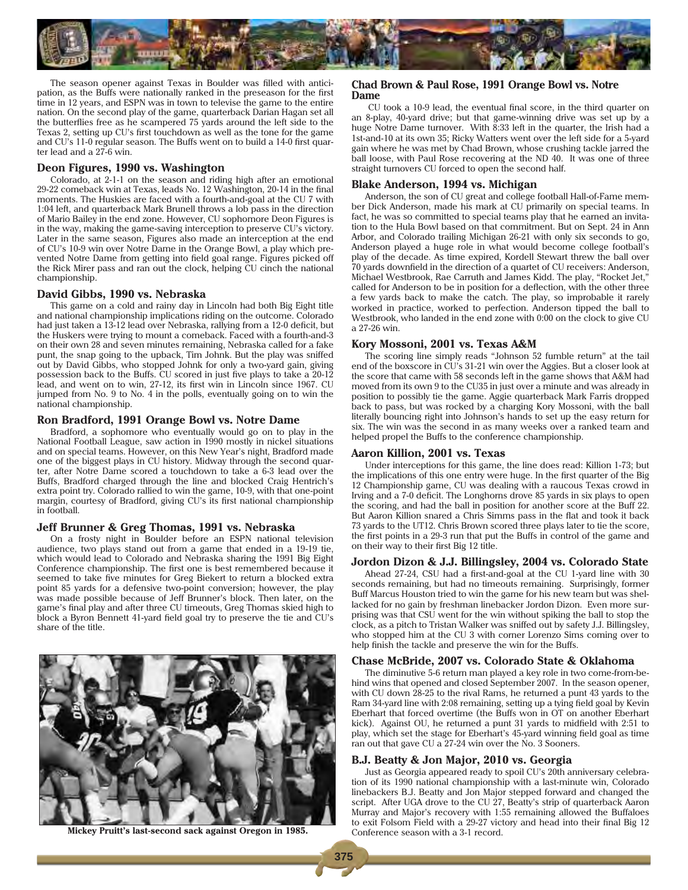The season opener against Texas in Boulder was filled with anticipation, as the Buffs were nationally ranked in the preseason for the first time in 12 years, and ESPN was in town to televise the game to the entire nation. On the second play of the game, quarterback Darian Hagan set all the butterflies free as he scampered 75 yards around the left side to the Texas 2, setting up CU's first touchdown as well as the tone for the game and CU's 11-0 regular season. The Buffs went on to build a 14-0 first quarter lead and a 27-6 win.

### Deon Figures, 1990 vs. Washington

Colorado, at 2-1-1 on the season and riding high after an emotional 29-22 comeback win at Texas, leads No. 12 Washington, 20-14 in the final moments. The Huskies are faced with a fourth-and-goal at the CU 7 with 1:04 left, and quarterback Mark Brunell throws a lob pass in the direction of Mario Bailey in the end zone. However, CU sophomore Deon Figures is in the way, making the game-saving interception to preserve CU's victory. Later in the same season, Figures also made an interception at the end of CU's 10-9 win over Notre Dame in the Orange Bowl, a play which prevented Notre Dame from getting into field goal range. Figures picked off the Rick Mirer pass and ran out the clock, helping CU cinch the national championship.

### David Gibbs, 1990 vs. Nebraska

This game on a cold and rainy day in Lincoln had both Big Eight title and national championship implications riding on the outcome. Colorado had just taken a 13-12 lead over Nebraska, rallying from a 12-0 deficit, but the Huskers were trying to mount a comeback. Faced with a fourth-and-3 on their own 28 and seven minutes remaining, Nebraska called for a fake punt, the snap going to the upback, Tim Johnk. But the play was sniffed out by David Gibbs, who stopped Johnk for only a two-yard gain, giving possession back to the Buffs. CU scored in just five plays to take a 20-12 lead, and went on to win, 27-12, its first win in Lincoln since 1967. CU jumped from No. 9 to No. 4 in the polls, eventually going on to win the national championship.

### Ron Bradford, 1991 Orange Bowl vs. Notre Dame

Bradford, a sophomore who eventually would go on to play in the National Football League, saw action in 1990 mostly in nickel situations and on special teams. However, on this New Year's night, Bradford made one of the biggest plays in CU history. Midway through the second quarter, after Notre Dame scored a touchdown to take a 6-3 lead over the Buffs, Bradford charged through the line and blocked Craig Hentrich's extra point try. Colorado rallied to win the game, 10-9, with that one-point margin, courtesy of Bradford, giving CU's its first national championship in football.

### Jeff Brunner & Greg Thomas, 1991 vs. Nebraska

On a frosty night in Boulder before an ESPN national television audience, two plays stand out from a game that ended in a 19-19 tie, which would lead to Colorado and Nebraska sharing the 1991 Big Eight Conference championship. The first one is best remembered because it seemed to take five minutes for Greg Biekert to return a blocked extra point 85 yards for a defensive two-point conversion; however, the play was made possible because of Jeff Brunner's block. Then later, on the game's final play and after three CU timeouts, Greg Thomas skied high to block a Byron Bennett 41-yard field goal try to preserve the tie and CU's share of the title.

Mickey Pruitt's last-second sack against Oregon in 1985.

### Chad Brown & Paul Rose, 1991 Orange Bowl vs. Notre Dame

CU took a 10-9 lead, the eventual final score, in the third quarter on an 8-play, 40-yard drive; but that game-winning drive was set up by a huge Notre Dame turnover. With 8:33 left in the quarter, the Irish had a 1st-and-10 at its own 35; Ricky Watters went over the left side for a 5-yard gain where he was met by Chad Brown, whose crushing tackle jarred the ball loose, with Paul Rose recovering at the ND 40. It was one of three straight turnovers CU forced to open the second half.

### Blake Anderson, 1994 vs. Michigan

Anderson, the son of CU great and college football Hall-of-Fame member Dick Anderson, made his mark at CU primarily on special teams. In fact, he was so committed to special teams play that he earned an invitation to the Hula Bowl based on that commitment. But on Sept. 24 in Ann Arbor, and Colorado trailing Michigan 26-21 with only six seconds to go, Anderson played a huge role in what would become college football's play of the decade. As time expired, Kordell Stewart threw the ball over 70 yards downfield in the direction of a quartet of CU receivers: Anderson, Michael Westbrook, Rae Carruth and James Kidd. The play, "Rocket Jet," called for Anderson to be in position for a deflection, with the other three a few yards back to make the catch. The play, so improbable it rarely worked in practice, worked to perfection. Anderson tipped the ball to Westbrook, who landed in the end zone with 0:00 on the clock to give CU a 27-26 win.

### Kory Mossoni, 2001 vs. Texas A&M

The scoring line simply reads "Johnson 52 fumble return" at the tail end of the boxscore in CU's 31-21 win over the Aggies. But a closer look at the score that came with 58 seconds left in the game shows that A&M had moved from its own 9 to the CU35 in just over a minute and was already in position to possibly tie the game. Aggie quarterback Mark Farris dropped back to pass, but was rocked by a charging Kory Mossoni, with the ball literally bouncing right into Johnson's hands to set up the easy return for six. The win was the second in as many weeks over a ranked team and helped propel the Buffs to the conference championship.

### Aaron Killion, 2001 vs. Texas

Under interceptions for this game, the line does read: Killion 1-73; but the implications of this one entry were huge. In the first quarter of the Big 12 Championship game, CU was dealing with a raucous Texas crowd in Irving and a 7-0 deficit. The Longhorns drove 85 yards in six plays to open the scoring, and had the ball in position for another score at the Buff 22. But Aaron Killion snared a Chris Simms pass in the flat and took it back 73 yards to the UT12. Chris Brown scored three plays later to tie the score, the first points in a 29-3 run that put the Buffs in control of the game and on their way to their first Big 12 title.

### Jordon Dizon & J.J. Billingsley, 2004 vs. Colorado State

Ahead 27-24, CSU had a first-and-goal at the CU 1-yard line with 30 seconds remaining, but had no timeouts remaining. Surprisingly, former Buff Marcus Houston tried to win the game for his new team but was shellacked for no gain by freshman linebacker Jordon Dizon. Even more surprising was that CSU went for the win without spiking the ball to stop the clock, as a pitch to Tristan Walker was sniffed out by safety J.J. Billingsley, who stopped him at the CU 3 with corner Lorenzo Sims coming over to help finish the tackle and preserve the win for the Buffs.

### Chase McBride, 2007 vs. Colorado State & Oklahoma

The diminutive 5-6 return man played a key role in two come-from-behind wins that opened and closed September 2007. In the season opener, with CU down 28-25 to the rival Rams, he returned a punt 43 yards to the Ram 34-yard line with 2:08 remaining, setting up a tying field goal by Kevin Eberhart that forced overtime (the Buffs won in OT on another Eberhart kick). Against OU, he returned a punt 31 yards to midfield with 2:51 to play, which set the stage for Eberhart's 45-yard winning field goal as time ran out that gave CU a 27-24 win over the No. 3 Sooners.

### B.J. Beatty & Jon Major, 2010 vs. Georgia

Just as Georgia appeared ready to spoil CU's 20th anniversary celebration of its 1990 national championship with a last-minute win, Colorado linebackers B.J. Beatty and Jon Major stepped forward and changed the script. After UGA drove to the CU 27, Beatty's strip of quarterback Aaron Murray and Major's recovery with 1:55 remaining allowed the Buffaloes to exit Folsom Field with a 29-27 victory and head into their final Big 12 Conference season with a 3-1 record.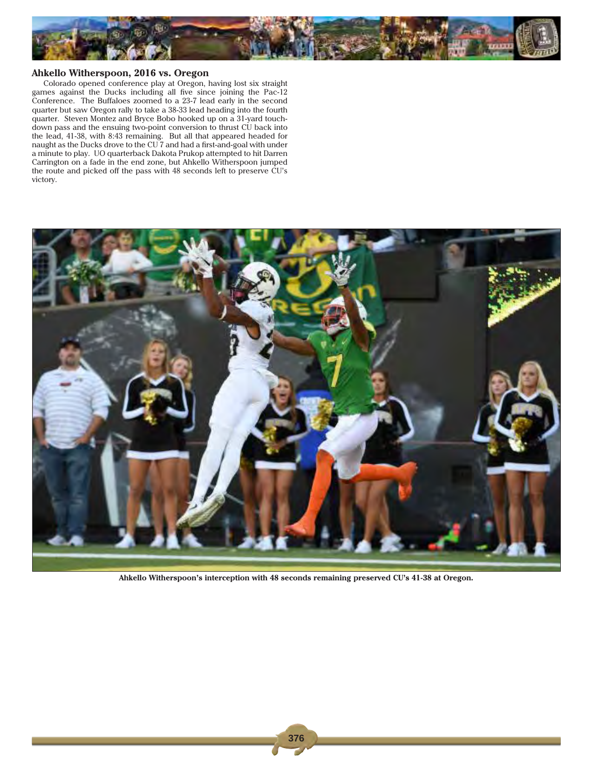### Ahkello Witherspoon, 2016 vs. Oregon

Colorado opened conference play at Oregon, having lost six straight games against the Ducks including all five since joining the Pac-12 Conference. The Buffaloes zoomed to a 23-7 lead early in the second quarter but saw Oregon rally to take a 38-33 lead heading into the fourth quarter. Steven Montez and Bryce Bobo hooked up on a 31-yard touchdown pass and the ensuing two-point conversion to thrust CU back into the lead, 41-38, with 8:43 remaining. But all that appeared headed for naught as the Ducks drove to the CU 7 and had a first-and-goal with under a minute to play. UO quarterback Dakota Prukop attempted to hit Darren Carrington on a fade in the end zone, but Ahkello Witherspoon jumped the route and picked off the pass with 48 seconds left to preserve CU's victory.

**Ahkello Witherspoon's interception with 48 seconds remaining preserved CU's 41-38 at Oregon.**